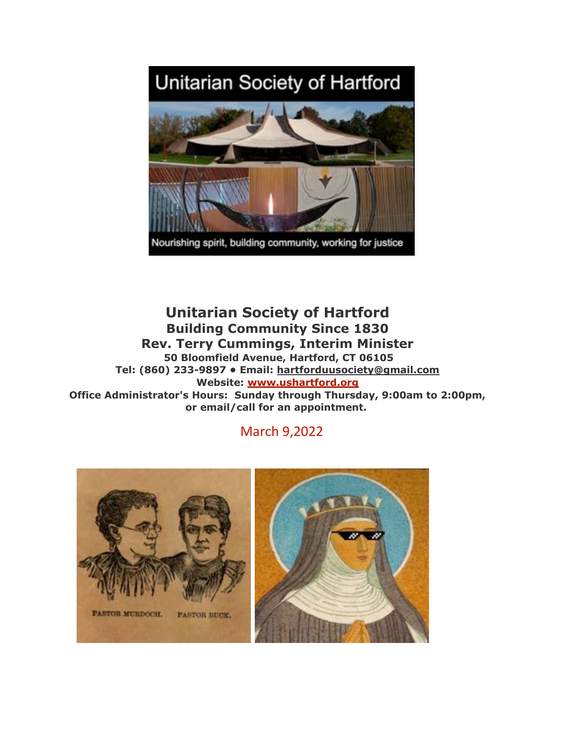# Unitarian Society of Hartford

**Building Community Since 1830**

**Rev. Terry Cummings, Interim Minister**

**50 Bloomfield Avenue, Hartford, CT 06105**

**Tel: (860) 233-9897 • Email: hartforduusociety@gmail.com**

**Website: www.ushartford.org**

**Office Administrator's Hours: Sunday through Thursday, 9:00am to 2:00pm, or email/call for an appointment.**

March 9,2022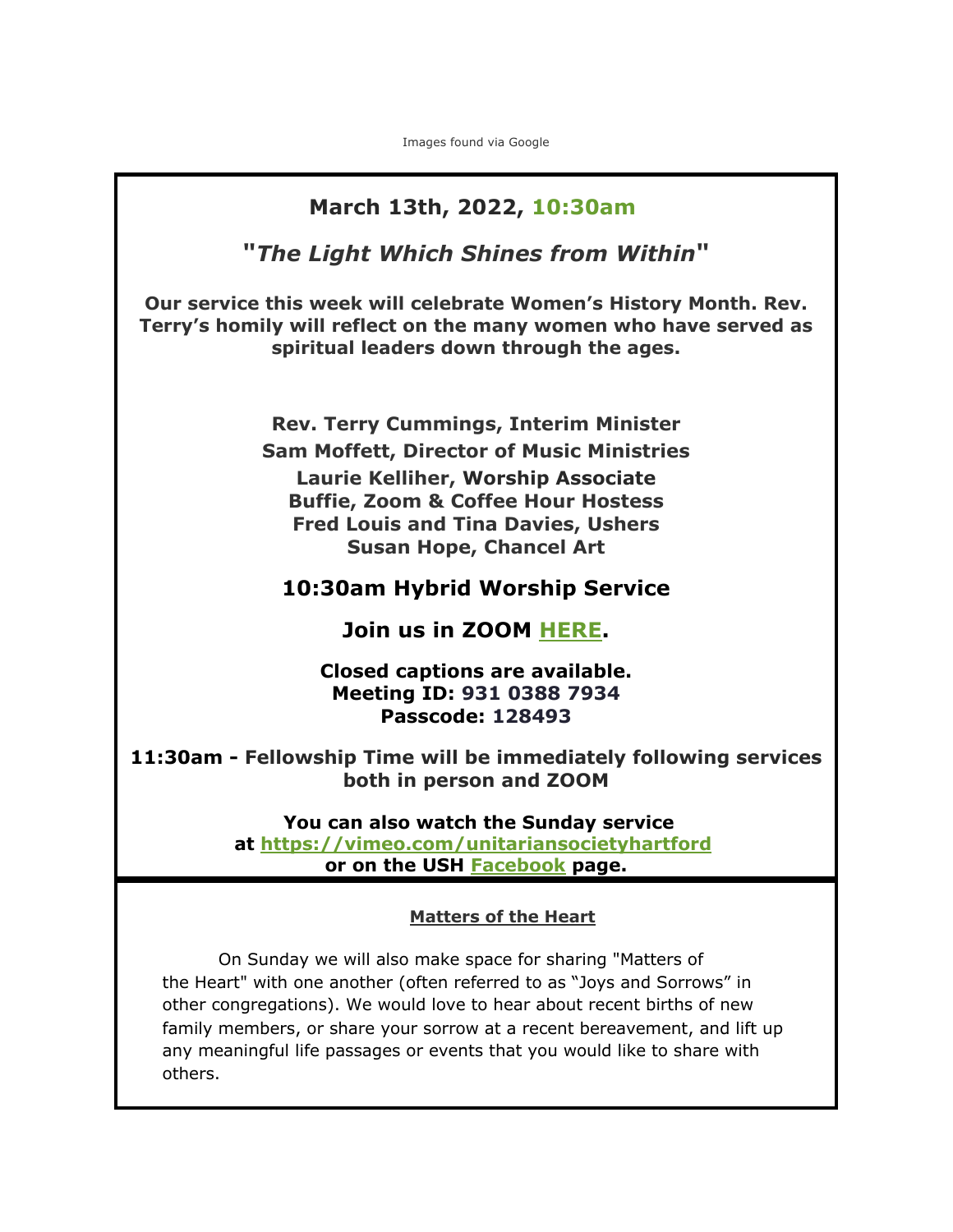Images found via Google

## March 13th, 2022, 10:30am

## "*The Light Which Shines from Within*"

**Our service this week will celebrate Women's History Month. Rev. Terry's homily will reflect on the many women who have served as spiritual leaders down through the ages.**

**Rev. Terry Cummings, Interim Minister**
**Sam Moffett, Director of Music Ministries**
**Laurie Kelliher, Worship Associate**
**Buffie, Zoom & Coffee Hour Hostess**
**Fred Louis and Tina Davies, Ushers**
**Susan Hope, Chancel Art**

### 10:30am Hybrid Worship Service

### Join us in ZOOM HERE.

**Closed captions are available.**
**Meeting ID: 931 0388 7934**
**Passcode: 128493**

**11:30am - Fellowship Time will be immediately following services both in person and ZOOM**

**You can also watch the Sunday service at https://vimeo.com/unitariansocietyhartford or on the USH Facebook page.**

**Matters of the Heart**

On Sunday we will also make space for sharing "Matters of the Heart" with one another (often referred to as "Joys and Sorrows" in other congregations). We would love to hear about recent births of new family members, or share your sorrow at a recent bereavement, and lift up any meaningful life passages or events that you would like to share with others.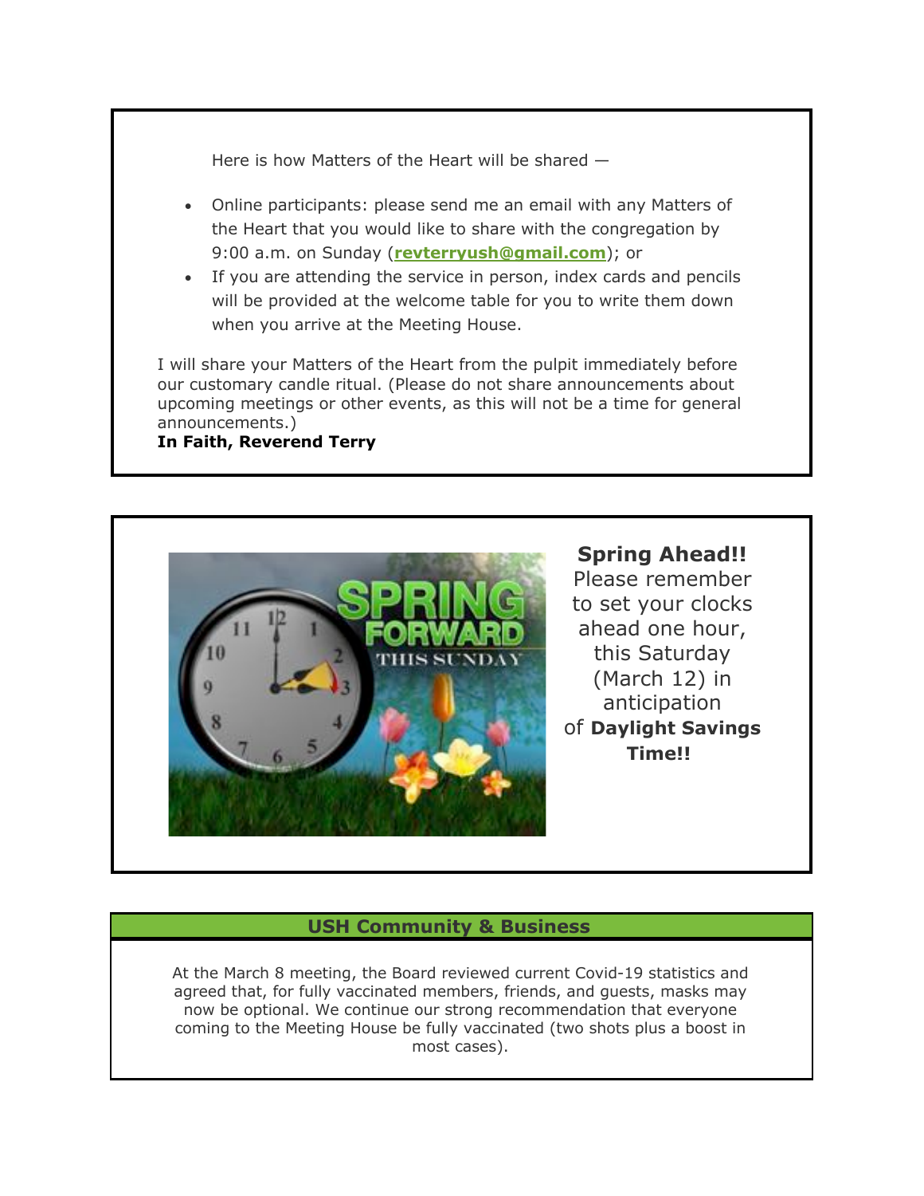Here is how Matters of the Heart will be shared —

- Online participants: please send me an email with any Matters of the Heart that you would like to share with the congregation by 9:00 a.m. on Sunday (**revterryush@gmail.com**); or
- If you are attending the service in person, index cards and pencils will be provided at the welcome table for you to write them down when you arrive at the Meeting House.

I will share your Matters of the Heart from the pulpit immediately before our customary candle ritual. (Please do not share announcements about upcoming meetings or other events, as this will not be a time for general announcements.)

**In Faith, Reverend Terry**

**Spring Ahead!!**
Please remember to set your clocks ahead one hour, this Saturday (March 12) in anticipation of **Daylight Savings Time!!**

## USH Community & Business

At the March 8 meeting, the Board reviewed current Covid-19 statistics and agreed that, for fully vaccinated members, friends, and guests, masks may now be optional. We continue our strong recommendation that everyone coming to the Meeting House be fully vaccinated (two shots plus a boost in most cases).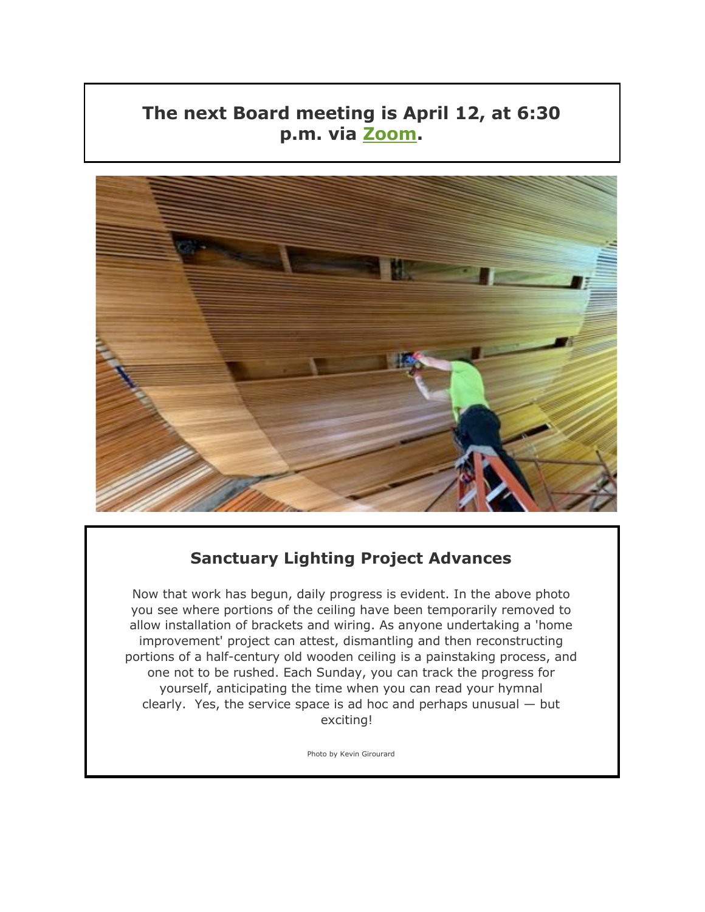**The next Board meeting is April 12, at 6:30 p.m. via Zoom.**

## Sanctuary Lighting Project Advances

Now that work has begun, daily progress is evident. In the above photo you see where portions of the ceiling have been temporarily removed to allow installation of brackets and wiring. As anyone undertaking a 'home improvement' project can attest, dismantling and then reconstructing portions of a half-century old wooden ceiling is a painstaking process, and one not to be rushed. Each Sunday, you can track the progress for yourself, anticipating the time when you can read your hymnal clearly. Yes, the service space is ad hoc and perhaps unusual — but exciting!

Photo by Kevin Girourard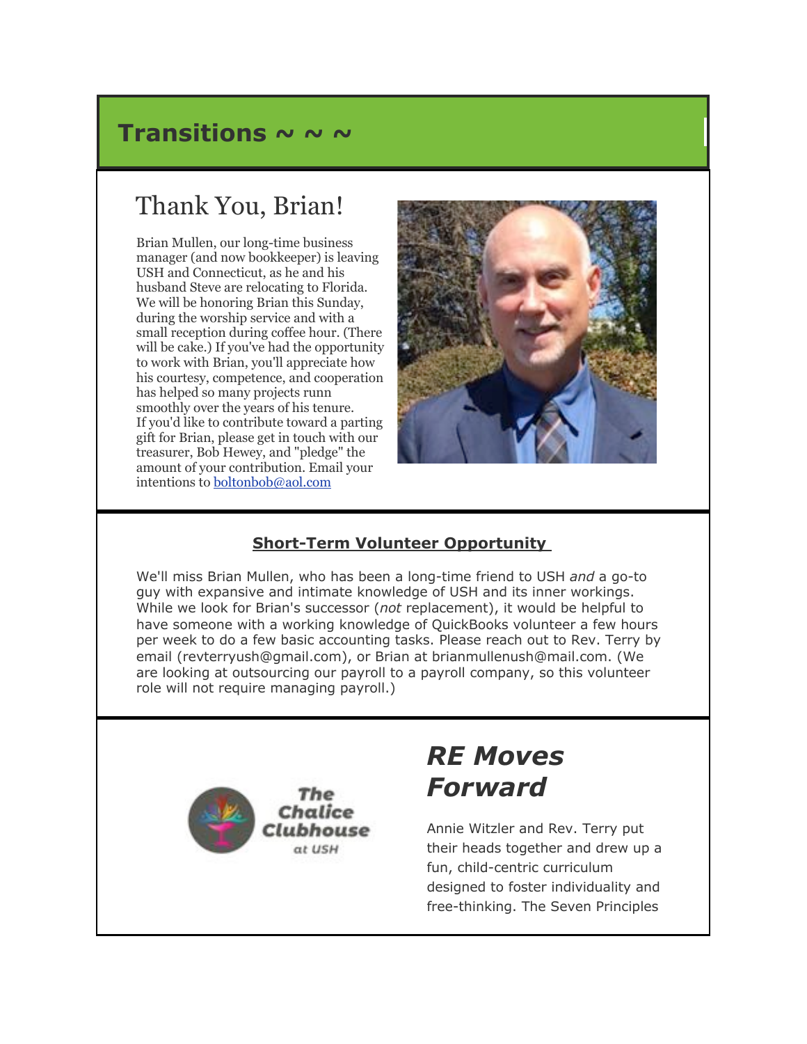## Transitions ~ ~ ~

### Thank You, Brian!

Brian Mullen, our long-time business manager (and now bookkeeper) is leaving USH and Connecticut, as he and his husband Steve are relocating to Florida. We will be honoring Brian this Sunday, during the worship service and with a small reception during coffee hour. (There will be cake.) If you've had the opportunity to work with Brian, you'll appreciate how his courtesy, competence, and cooperation has helped so many projects runn smoothly over the years of his tenure.
If you'd like to contribute toward a parting gift for Brian, please get in touch with our treasurer, Bob Hewey, and "pledge" the amount of your contribution. Email your intentions to boltonbob@aol.com

**Short-Term Volunteer Opportunity**

We'll miss Brian Mullen, who has been a long-time friend to USH *and* a go-to guy with expansive and intimate knowledge of USH and its inner workings. While we look for Brian's successor (*not* replacement), it would be helpful to have someone with a working knowledge of QuickBooks volunteer a few hours per week to do a few basic accounting tasks. Please reach out to Rev. Terry by email (revterryush@gmail.com), or Brian at brianmullenush@mail.com. (We are looking at outsourcing our payroll to a payroll company, so this volunteer role will not require managing payroll.)

The Chalice Clubhouse at USH

### *RE Moves Forward*

Annie Witzler and Rev. Terry put their heads together and drew up a fun, child-centric curriculum designed to foster individuality and free-thinking. The Seven Principles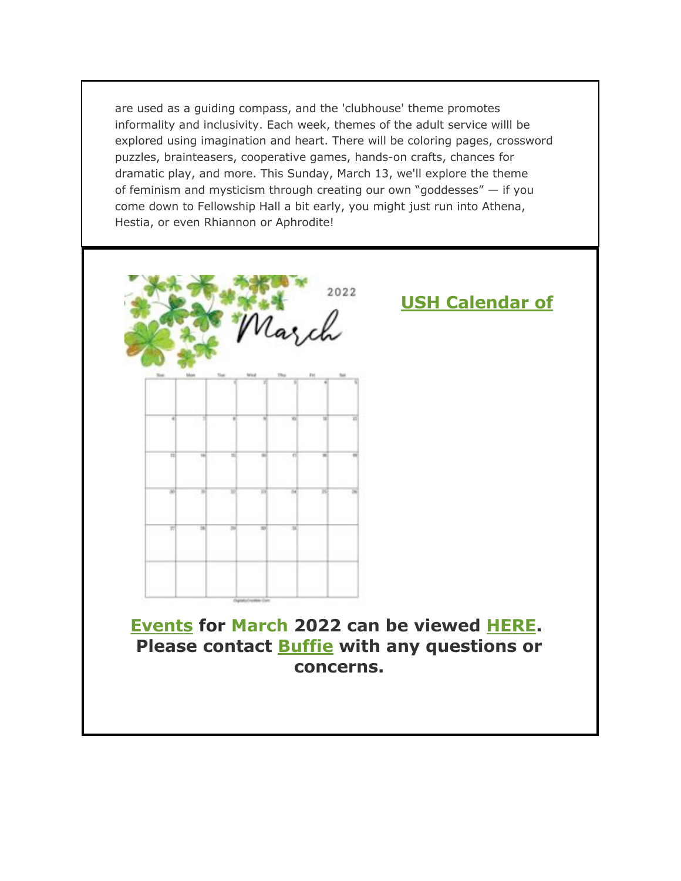are used as a guiding compass, and the 'clubhouse' theme promotes informality and inclusivity. Each week, themes of the adult service willl be explored using imagination and heart. There will be coloring pages, crossword puzzles, brainteasers, cooperative games, hands-on crafts, chances for dramatic play, and more. This Sunday, March 13, we'll explore the theme of feminism and mysticism through creating our own “goddesses” — if you come down to Fellowship Hall a bit early, you might just run into Athena, Hestia, or even Rhiannon or Aphrodite!

**USH Calendar of Events for March 2022 can be viewed HERE. Please contact Buffie with any questions or concerns.**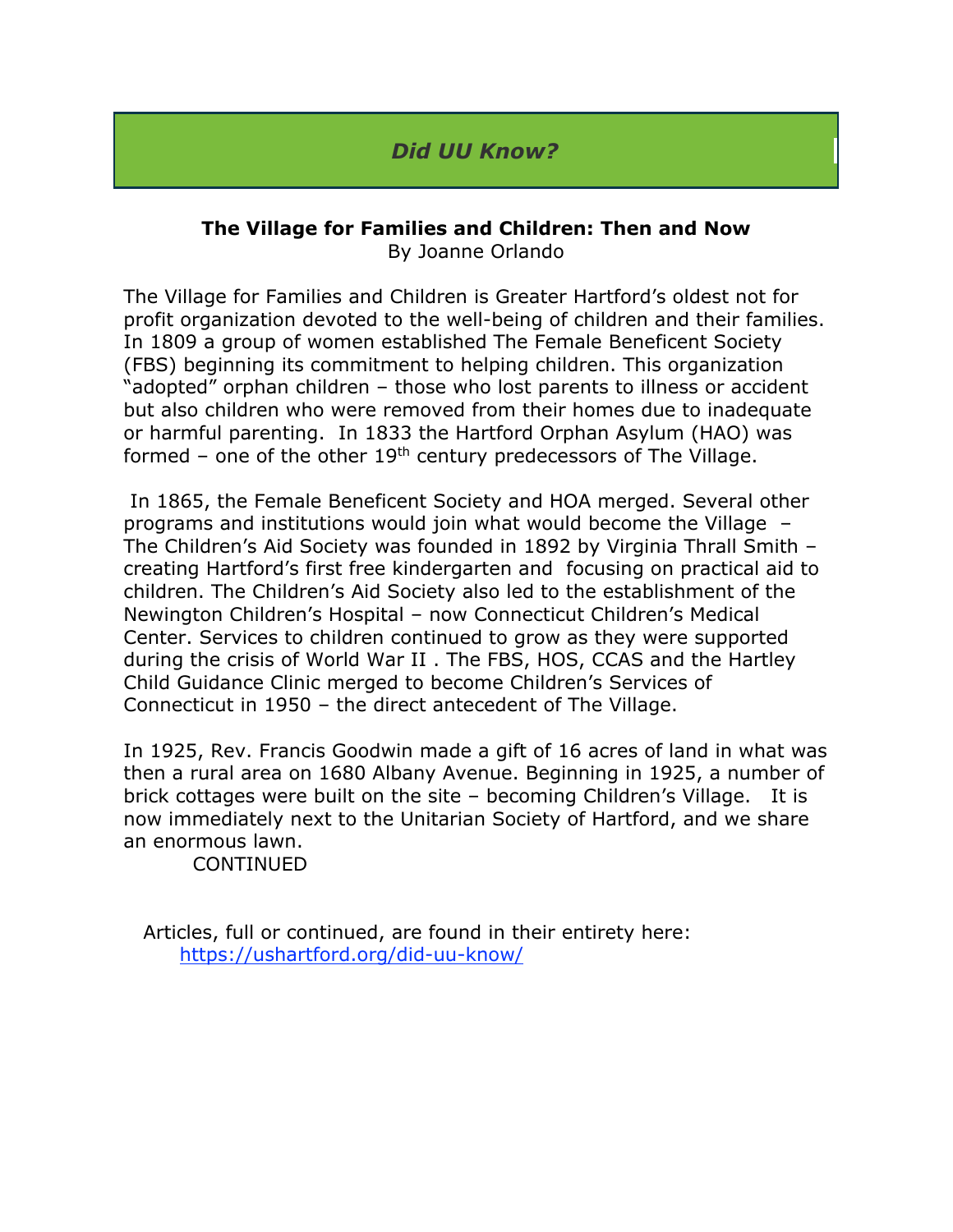## *Did UU Know?*

**The Village for Families and Children: Then and Now**

By Joanne Orlando

The Village for Families and Children is Greater Hartford's oldest not for profit organization devoted to the well-being of children and their families. In 1809 a group of women established The Female Beneficent Society (FBS) beginning its commitment to helping children. This organization "adopted" orphan children – those who lost parents to illness or accident but also children who were removed from their homes due to inadequate or harmful parenting. In 1833 the Hartford Orphan Asylum (HAO) was formed – one of the other 19th century predecessors of The Village.

In 1865, the Female Beneficent Society and HOA merged. Several other programs and institutions would join what would become the Village – The Children's Aid Society was founded in 1892 by Virginia Thrall Smith – creating Hartford's first free kindergarten and focusing on practical aid to children. The Children's Aid Society also led to the establishment of the Newington Children's Hospital – now Connecticut Children's Medical Center. Services to children continued to grow as they were supported during the crisis of World War II . The FBS, HOS, CCAS and the Hartley Child Guidance Clinic merged to become Children's Services of Connecticut in 1950 – the direct antecedent of The Village.

In 1925, Rev. Francis Goodwin made a gift of 16 acres of land in what was then a rural area on 1680 Albany Avenue. Beginning in 1925, a number of brick cottages were built on the site – becoming Children's Village. It is now immediately next to the Unitarian Society of Hartford, and we share an enormous lawn.

CONTINUED

Articles, full or continued, are found in their entirety here:
[https://ushartford.org/did-uu-know/](https://ushartford.org/did-uu-know/)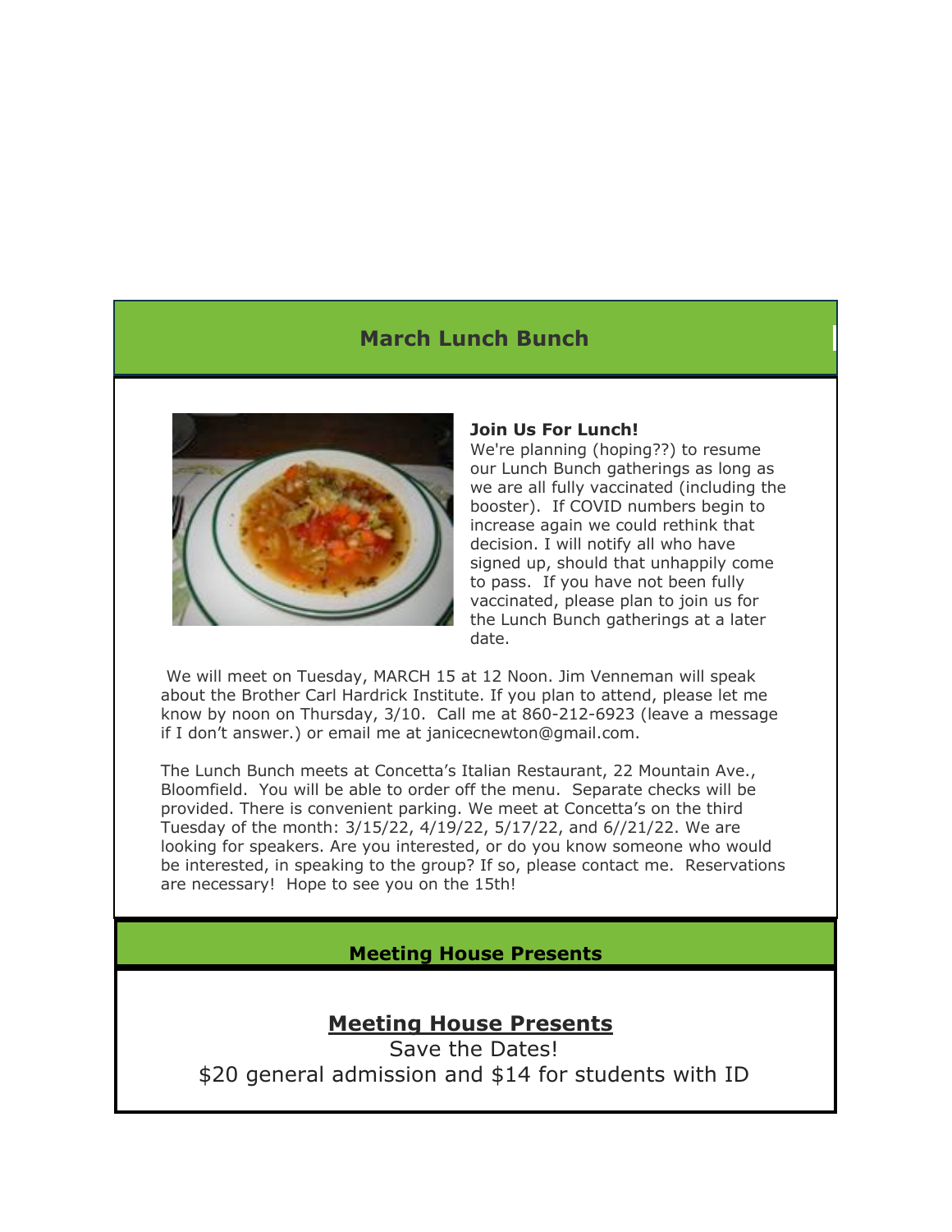## March Lunch Bunch

**Join Us For Lunch!**

We're planning (hoping??) to resume our Lunch Bunch gatherings as long as we are all fully vaccinated (including the booster). If COVID numbers begin to increase again we could rethink that decision. I will notify all who have signed up, should that unhappily come to pass. If you have not been fully vaccinated, please plan to join us for the Lunch Bunch gatherings at a later date.

We will meet on Tuesday, MARCH 15 at 12 Noon. Jim Venneman will speak about the Brother Carl Hardrick Institute. If you plan to attend, please let me know by noon on Thursday, 3/10. Call me at 860-212-6923 (leave a message if I don't answer.) or email me at janicecnewton@gmail.com.

The Lunch Bunch meets at Concetta's Italian Restaurant, 22 Mountain Ave., Bloomfield. You will be able to order off the menu. Separate checks will be provided. There is convenient parking. We meet at Concetta's on the third Tuesday of the month: 3/15/22, 4/19/22, 5/17/22, and 6//21/22. We are looking for speakers. Are you interested, or do you know someone who would be interested, in speaking to the group? If so, please contact me. Reservations are necessary! Hope to see you on the 15th!

## Meeting House Presents

**Meeting House Presents**

Save the Dates!

$20 general admission and $14 for students with ID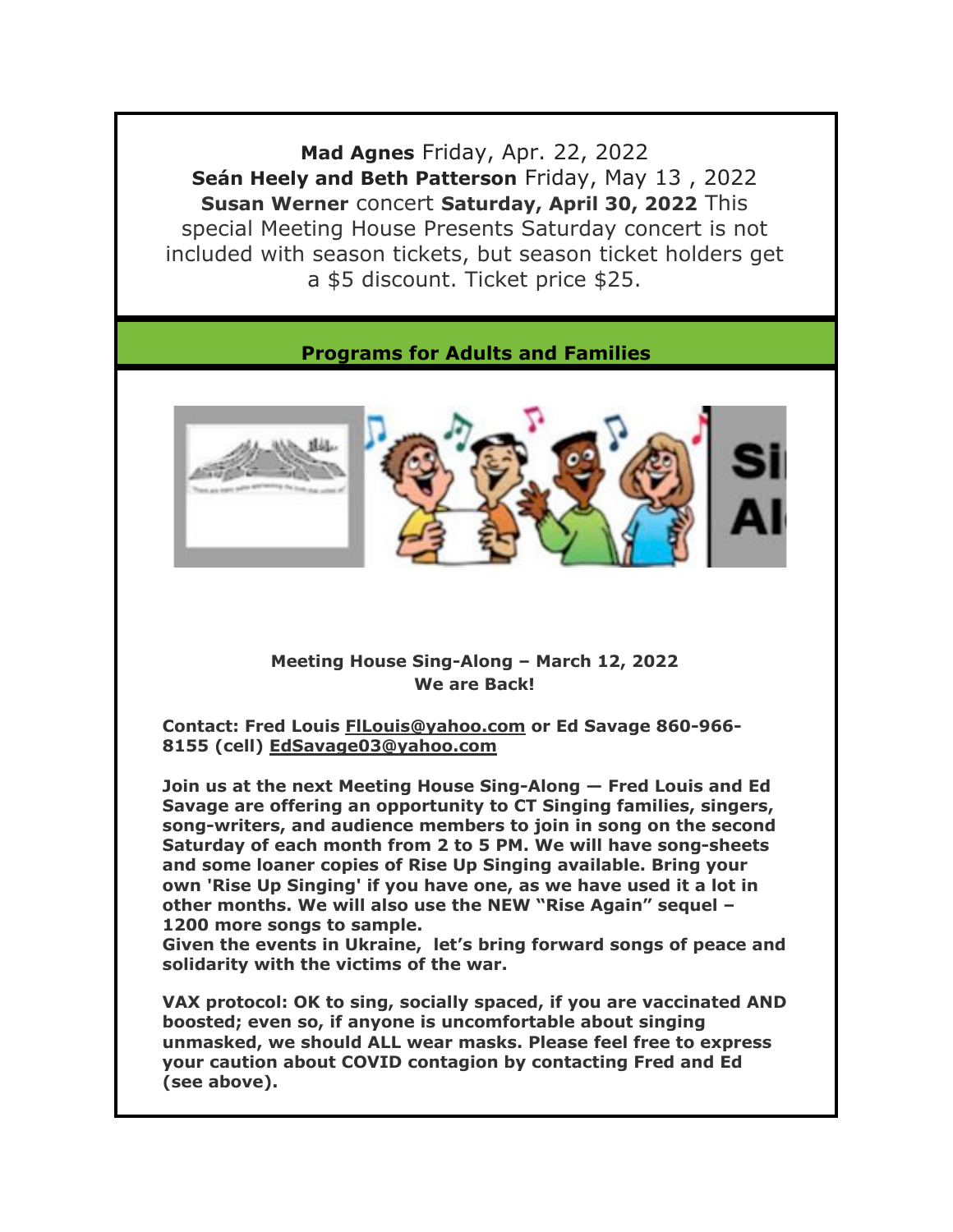**Mad Agnes** Friday, Apr. 22, 2022
**Seán Heely and Beth Patterson** Friday, May 13 , 2022
**Susan Werner** concert **Saturday, April 30, 2022** This special Meeting House Presents Saturday concert is not included with season tickets, but season ticket holders get a $5 discount. Ticket price $25.

## Programs for Adults and Families

**Meeting House Sing-Along – March 12, 2022**
**We are Back!**

**Contact: Fred Louis FlLouis@yahoo.com or Ed Savage 860-966-8155 (cell) EdSavage03@yahoo.com**

**Join us at the next Meeting House Sing-Along — Fred Louis and Ed Savage are offering an opportunity to CT Singing families, singers, song-writers, and audience members to join in song on the second Saturday of each month from 2 to 5 PM. We will have song-sheets and some loaner copies of Rise Up Singing available. Bring your own 'Rise Up Singing' if you have one, as we have used it a lot in other months. We will also use the NEW "Rise Again" sequel – 1200 more songs to sample.**
**Given the events in Ukraine, let's bring forward songs of peace and solidarity with the victims of the war.**

**VAX protocol: OK to sing, socially spaced, if you are vaccinated AND boosted; even so, if anyone is uncomfortable about singing unmasked, we should ALL wear masks. Please feel free to express your caution about COVID contagion by contacting Fred and Ed (see above).**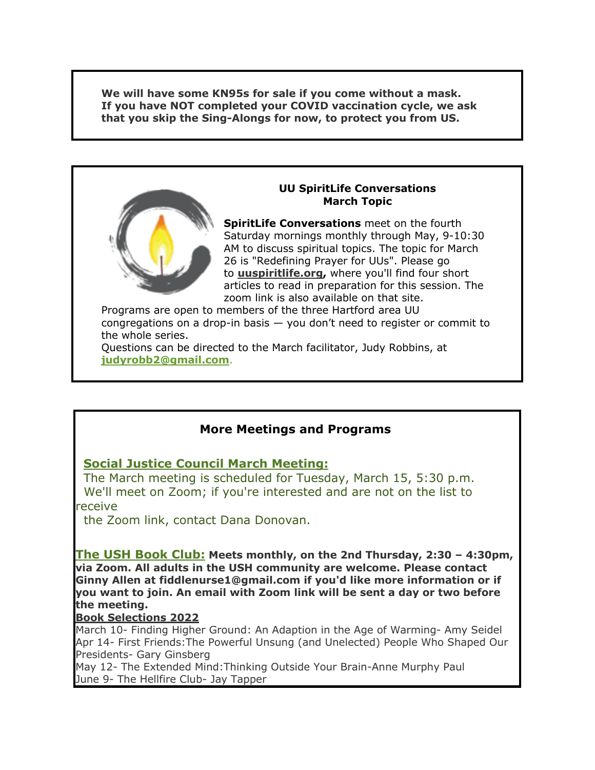**We will have some KN95s for sale if you come without a mask. If you have NOT completed your COVID vaccination cycle, we ask that you skip the Sing-Alongs for now, to protect you from US.**

### UU SpiritLife Conversations
### March Topic

**SpiritLife Conversations** meet on the fourth Saturday mornings monthly through May, 9-10:30 AM to discuss spiritual topics. The topic for March 26 is "Redefining Prayer for UUs". Please go to **uuspiritlife.org,** where you'll find four short articles to read in preparation for this session. The zoom link is also available on that site.

Programs are open to members of the three Hartford area UU congregations on a drop-in basis — you don't need to register or commit to the whole series.

Questions can be directed to the March facilitator, Judy Robbins, at **judyrobb2@gmail.com**.

## More Meetings and Programs

**Social Justice Council March Meeting:**

The March meeting is scheduled for Tuesday, March 15, 5:30 p.m. We'll meet on Zoom; if you're interested and are not on the list to receive the Zoom link, contact Dana Donovan.

**The USH Book Club:** **Meets monthly, on the 2nd Thursday, 2:30 – 4:30pm, via Zoom. All adults in the USH community are welcome. Please contact Ginny Allen at fiddlenurse1@gmail.com if you'd like more information or if you want to join. An email with Zoom link will be sent a day or two before the meeting.**

**Book Selections 2022**

March 10- Finding Higher Ground: An Adaption in the Age of Warming- Amy Seidel
Apr 14- First Friends:The Powerful Unsung (and Unelected) People Who Shaped Our Presidents- Gary Ginsberg
May 12- The Extended Mind:Thinking Outside Your Brain-Anne Murphy Paul
June 9- The Hellfire Club- Jay Tapper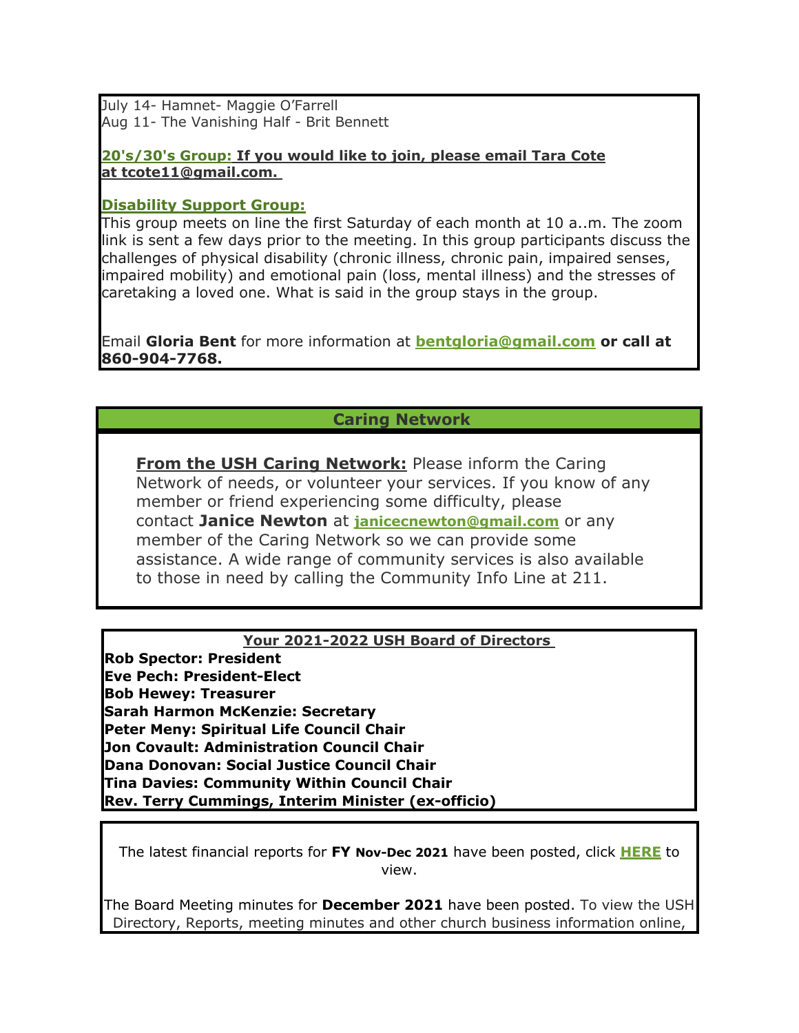July 14- Hamnet- Maggie O’Farrell
Aug 11- The Vanishing Half - Brit Bennett

**20's/30's Group: If you would like to join, please email Tara Cote at tcote11@gmail.com.**

**Disability Support Group:**

This group meets on line the first Saturday of each month at 10 a..m. The zoom link is sent a few days prior to the meeting. In this group participants discuss the challenges of physical disability (chronic illness, chronic pain, impaired senses, impaired mobility) and emotional pain (loss, mental illness) and the stresses of caretaking a loved one. What is said in the group stays in the group.

Email **Gloria Bent** for more information at **bentgloria@gmail.com** **or call at 860-904-7768.**

## Caring Network

**From the USH Caring Network:** Please inform the Caring Network of needs, or volunteer your services. If you know of any member or friend experiencing some difficulty, please contact **Janice Newton** at **janicecnewton@gmail.com** or any member of the Caring Network so we can provide some assistance. A wide range of community services is also available to those in need by calling the Community Info Line at 211.

**Your 2021-2022 USH Board of Directors**

**Rob Spector: President**
**Eve Pech: President-Elect**
**Bob Hewey: Treasurer**
**Sarah Harmon McKenzie: Secretary**
**Peter Meny: Spiritual Life Council Chair**
**Jon Covault: Administration Council Chair**
**Dana Donovan: Social Justice Council Chair**
**Tina Davies: Community Within Council Chair**
**Rev. Terry Cummings, Interim Minister (ex-officio)**

The latest financial reports for **FY Nov-Dec 2021** have been posted, click **HERE** to view.

The Board Meeting minutes for **December 2021** have been posted. To view the USH Directory, Reports, meeting minutes and other church business information online,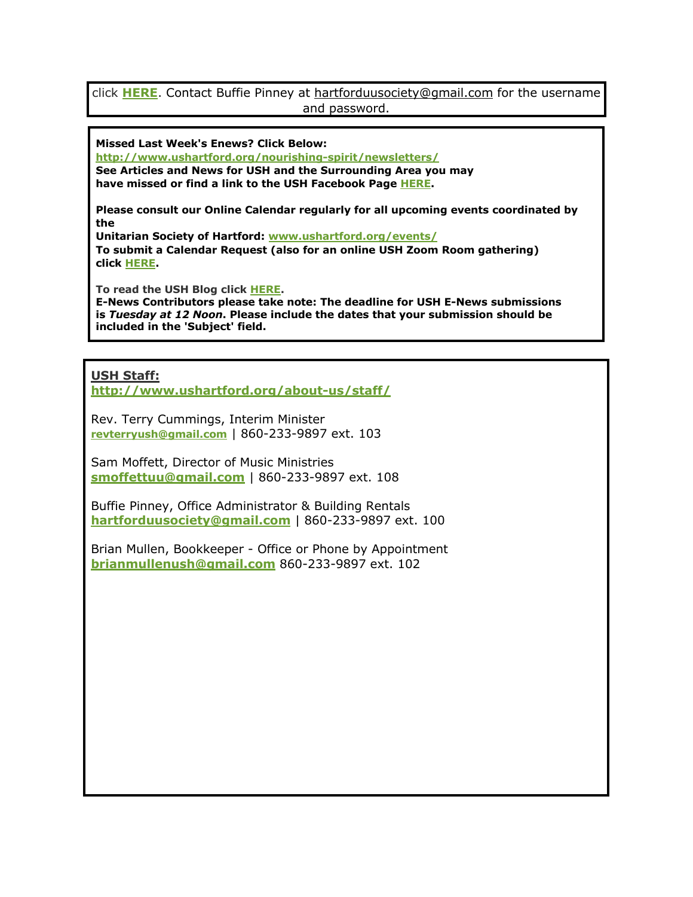click **HERE**. Contact Buffie Pinney at hartforduusociety@gmail.com for the username and password.

**Missed Last Week's Enews? Click Below:**
**http://www.ushartford.org/nourishing-spirit/newsletters/**
**See Articles and News for USH and the Surrounding Area you may have missed or find a link to the USH Facebook Page HERE.**

**Please consult our Online Calendar regularly for all upcoming events coordinated by the Unitarian Society of Hartford: www.ushartford.org/events/**
**To submit a Calendar Request (also for an online USH Zoom Room gathering) click HERE.**

**To read the USH Blog click HERE.**
**E-News Contributors please take note: The deadline for USH E-News submissions is *Tuesday at 12 Noon*. Please include the dates that your submission should be included in the 'Subject' field.**

**USH Staff:**
**http://www.ushartford.org/about-us/staff/**

Rev. Terry Cummings, Interim Minister
**revterryush@gmail.com** | 860-233-9897 ext. 103

Sam Moffett, Director of Music Ministries
**smoffettuu@gmail.com** | 860-233-9897 ext. 108

Buffie Pinney, Office Administrator & Building Rentals
**hartforduusociety@gmail.com** | 860-233-9897 ext. 100

Brian Mullen, Bookkeeper - Office or Phone by Appointment
**brianmullenush@gmail.com** 860-233-9897 ext. 102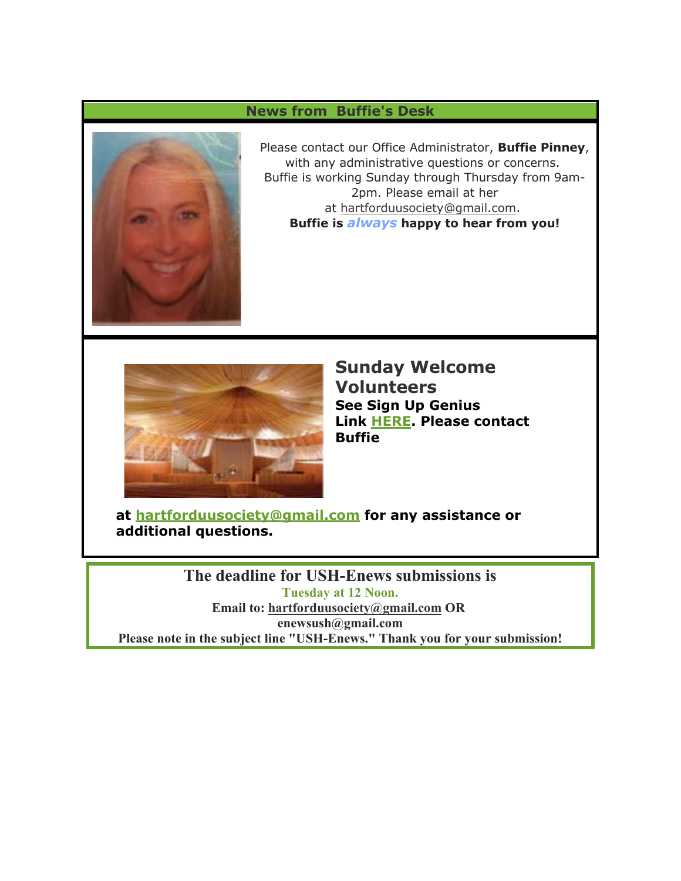## News from Buffie's Desk

Please contact our Office Administrator, **Buffie Pinney**, with any administrative questions or concerns. Buffie is working Sunday through Thursday from 9am-2pm. Please email at her at hartforduusociety@gmail.com.

**Buffie is *always* happy to hear from you!**

## Sunday Welcome Volunteers

**See Sign Up Genius Link HERE. Please contact Buffie at hartforduusociety@gmail.com for any assistance or additional questions.**

**The deadline for USH-Enews submissions is**
**Tuesday at 12 Noon.**
**Email to: hartforduusociety@gmail.com OR enewsush@gmail.com**
**Please note in the subject line "USH-Enews." Thank you for your submission!**